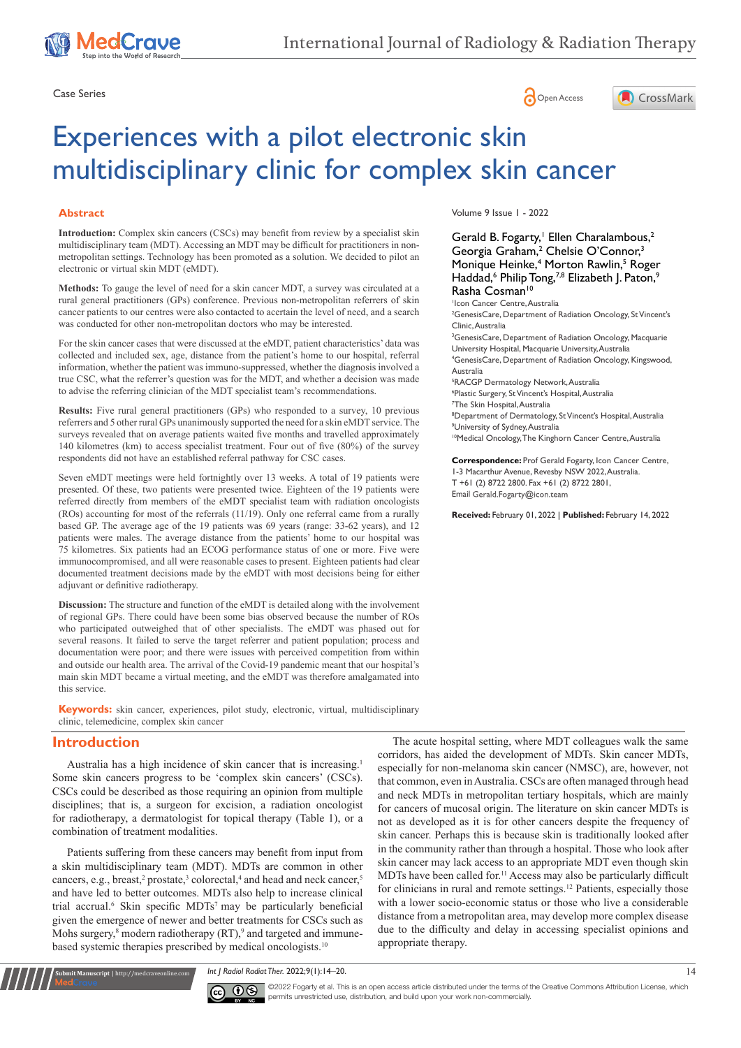Case Series

# Experiences with a pilot electronic skin multidisciplinary clinic for complex skin cancer

Volume 9 Issue 1 - 2022

Gerald B. Fogarty,[1] Ellen Charalambous,[2] Georgia Graham,[2] Chelsie O'Connor,[3] Monique Heinke,[4] Morton Rawlin,[5] Roger Haddad,[6] Philip Tong,[7,8] Elizabeth J. Paton,[9] Rasha Cosman[10]

[1]Icon Cancer Centre, Australia
[2]GenesisCare, Department of Radiation Oncology, St Vincent's Clinic, Australia
[3]GenesisCare, Department of Radiation Oncology, Macquarie University Hospital, Macquarie University, Australia
[4]GenesisCare, Department of Radiation Oncology, Kingswood, Australia
[5]RACGP Dermatology Network, Australia
[6]Plastic Surgery, St Vincent's Hospital, Australia
[7]The Skin Hospital, Australia
[8]Department of Dermatology, St Vincent's Hospital, Australia
[9]University of Sydney, Australia
[10]Medical Oncology, The Kinghorn Cancer Centre, Australia

**Correspondence:** Prof Gerald Fogarty, Icon Cancer Centre, 1-3 Macarthur Avenue, Revesby NSW 2022, Australia. T +61 (2) 8722 2800. Fax +61 (2) 8722 2801, Email Gerald.Fogarty@icon.team

**Received:** February 01, 2022 | **Published:** February 14, 2022

## Abstract

**Introduction:** Complex skin cancers (CSCs) may benefit from review by a specialist skin multidisciplinary team (MDT). Accessing an MDT may be difficult for practitioners in non-metropolitan settings. Technology has been promoted as a solution. We decided to pilot an electronic or virtual skin MDT (eMDT).

**Methods:** To gauge the level of need for a skin cancer MDT, a survey was circulated at a rural general practitioners (GPs) conference. Previous non-metropolitan referrers of skin cancer patients to our centres were also contacted to acertain the level of need, and a search was conducted for other non-metropolitan doctors who may be interested.

For the skin cancer cases that were discussed at the eMDT, patient characteristics' data was collected and included sex, age, distance from the patient's home to our hospital, referral information, whether the patient was immuno-suppressed, whether the diagnosis involved a true CSC, what the referrer's question was for the MDT, and whether a decision was made to advise the referring clinician of the MDT specialist team's recommendations.

**Results:** Five rural general practitioners (GPs) who responded to a survey, 10 previous referrers and 5 other rural GPs unanimously supported the need for a skin eMDT service. The surveys revealed that on average patients waited five months and travelled approximately 140 kilometres (km) to access specialist treatment. Four out of five (80%) of the survey respondents did not have an established referral pathway for CSC cases.

Seven eMDT meetings were held fortnightly over 13 weeks. A total of 19 patients were presented. Of these, two patients were presented twice. Eighteen of the 19 patients were referred directly from members of the eMDT specialist team with radiation oncologists (ROs) accounting for most of the referrals (11/19). Only one referral came from a rurally based GP. The average age of the 19 patients was 69 years (range: 33-62 years), and 12 patients were males. The average distance from the patients' home to our hospital was 75 kilometres. Six patients had an ECOG performance status of one or more. Five were immunocompromised, and all were reasonable cases to present. Eighteen patients had clear documented treatment decisions made by the eMDT with most decisions being for either adjuvant or definitive radiotherapy.

**Discussion:** The structure and function of the eMDT is detailed along with the involvement of regional GPs. There could have been some bias observed because the number of ROs who participated outweighed that of other specialists. The eMDT was phased out for several reasons. It failed to serve the target referrer and patient population; process and documentation were poor; and there were issues with perceived competition from within and outside our health area. The arrival of the Covid-19 pandemic meant that our hospital's main skin MDT became a virtual meeting, and the eMDT was therefore amalgamated into this service.

**Keywords:** skin cancer, experiences, pilot study, electronic, virtual, multidisciplinary clinic, telemedicine, complex skin cancer

## Introduction

Australia has a high incidence of skin cancer that is increasing.[1] Some skin cancers progress to be 'complex skin cancers' (CSCs). CSCs could be described as those requiring an opinion from multiple disciplines; that is, a surgeon for excision, a radiation oncologist for radiotherapy, a dermatologist for topical therapy (Table 1), or a combination of treatment modalities.

Patients suffering from these cancers may benefit from input from a skin multidisciplinary team (MDT). MDTs are common in other cancers, e.g., breast,[2] prostate,[3] colorectal,[4] and head and neck cancer,[5] and have led to better outcomes. MDTs also help to increase clinical trial accrual.[6] Skin specific MDTs[7] may be particularly beneficial given the emergence of newer and better treatments for CSCs such as Mohs surgery,[8] modern radiotherapy (RT),[9] and targeted and immune-based systemic therapies prescribed by medical oncologists.[10]

The acute hospital setting, where MDT colleagues walk the same corridors, has aided the development of MDTs. Skin cancer MDTs, especially for non-melanoma skin cancer (NMSC), are, however, not that common, even in Australia. CSCs are often managed through head and neck MDTs in metropolitan tertiary hospitals, which are mainly for cancers of mucosal origin. The literature on skin cancer MDTs is not as developed as it is for other cancers despite the frequency of skin cancer. Perhaps this is because skin is traditionally looked after in the community rather than through a hospital. Those who look after skin cancer may lack access to an appropriate MDT even though skin MDTs have been called for.[11] Access may also be particularly difficult for clinicians in rural and remote settings.[12] Patients, especially those with a lower socio-economic status or those who live a considerable distance from a metropolitan area, may develop more complex disease due to the difficulty and delay in accessing specialist opinions and appropriate therapy.

©2022 Fogarty et al. This is an open access article distributed under the terms of the Creative Commons Attribution License, which permits unrestricted use, distribution, and build upon your work non-commercially.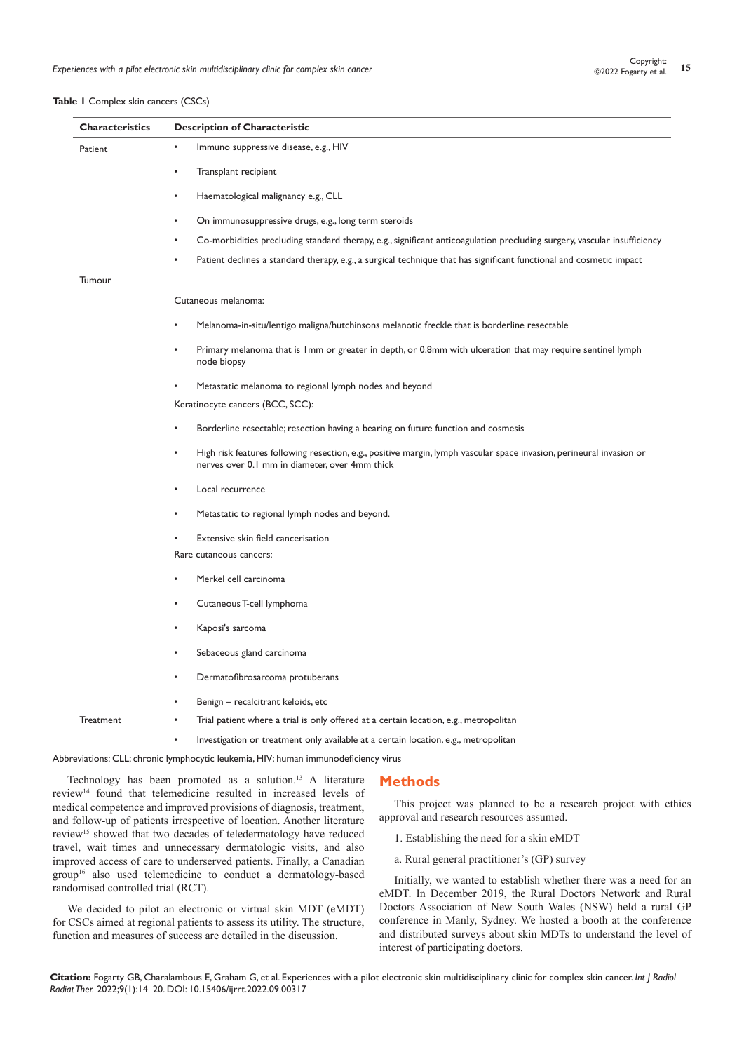**Table 1** Complex skin cancers (CSCs)

| Characteristics | Description of Characteristic |
|---|---|
| Patient | • Immuno suppressive disease, e.g., HIV |
| | • Transplant recipient |
| | • Haematological malignancy e.g., CLL |
| | • On immunosuppressive drugs, e.g., long term steroids |
| | • Co-morbidities precluding standard therapy, e.g., significant anticoagulation precluding surgery, vascular insufficiency |
| | • Patient declines a standard therapy, e.g., a surgical technique that has significant functional and cosmetic impact |
| Tumour | |
| | Cutaneous melanoma: |
| | • Melanoma-in-situ/lentigo maligna/hutchinsons melanotic freckle that is borderline resectable |
| | • Primary melanoma that is 1mm or greater in depth, or 0.8mm with ulceration that may require sentinel lymph node biopsy |
| | • Metastatic melanoma to regional lymph nodes and beyond |
| | Keratinocyte cancers (BCC, SCC): |
| | • Borderline resectable; resection having a bearing on future function and cosmesis |
| | • High risk features following resection, e.g., positive margin, lymph vascular space invasion, perineural invasion or nerves over 0.1 mm in diameter, over 4mm thick |
| | • Local recurrence |
| | • Metastatic to regional lymph nodes and beyond. |
| | • Extensive skin field cancerisation |
| | Rare cutaneous cancers: |
| | • Merkel cell carcinoma |
| | • Cutaneous T-cell lymphoma |
| | • Kaposi's sarcoma |
| | • Sebaceous gland carcinoma |
| | • Dermatofibrosarcoma protuberans |
| | • Benign – recalcitrant keloids, etc |
| Treatment | • Trial patient where a trial is only offered at a certain location, e.g., metropolitan |
| | • Investigation or treatment only available at a certain location, e.g., metropolitan |

Abbreviations: CLL; chronic lymphocytic leukemia, HIV; human immunodeficiency virus

Technology has been promoted as a solution.[13] A literature review[14] found that telemedicine resulted in increased levels of medical competence and improved provisions of diagnosis, treatment, and follow-up of patients irrespective of location. Another literature review[15] showed that two decades of teledermatology have reduced travel, wait times and unnecessary dermatologic visits, and also improved access of care to underserved patients. Finally, a Canadian group[16] also used telemedicine to conduct a dermatology-based randomised controlled trial (RCT).

We decided to pilot an electronic or virtual skin MDT (eMDT) for CSCs aimed at regional patients to assess its utility. The structure, function and measures of success are detailed in the discussion.

## Methods

This project was planned to be a research project with ethics approval and research resources assumed.

1. Establishing the need for a skin eMDT

a. Rural general practitioner's (GP) survey

Initially, we wanted to establish whether there was a need for an eMDT. In December 2019, the Rural Doctors Network and Rural Doctors Association of New South Wales (NSW) held a rural GP conference in Manly, Sydney. We hosted a booth at the conference and distributed surveys about skin MDTs to understand the level of interest of participating doctors.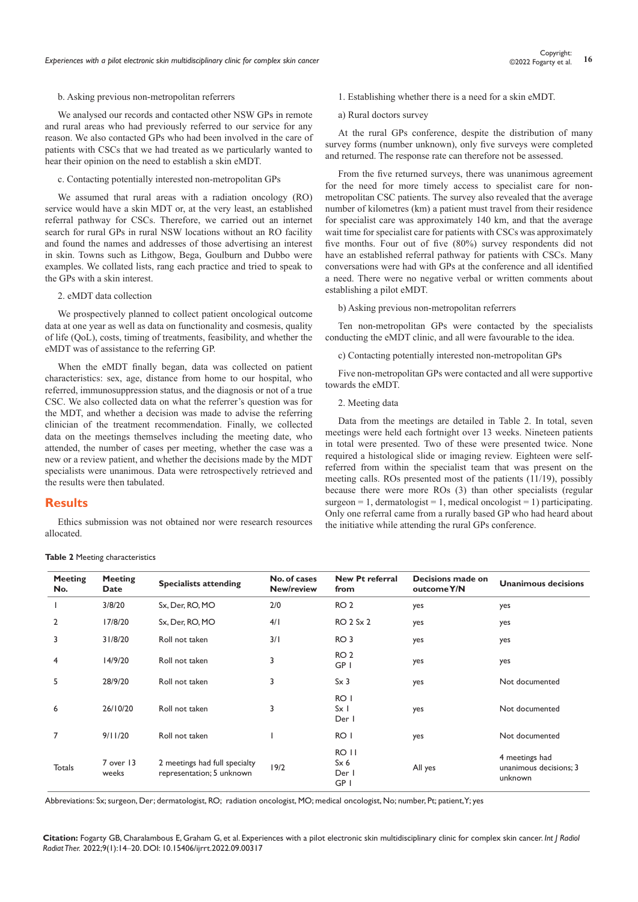b. Asking previous non-metropolitan referrers

We analysed our records and contacted other NSW GPs in remote and rural areas who had previously referred to our service for any reason. We also contacted GPs who had been involved in the care of patients with CSCs that we had treated as we particularly wanted to hear their opinion on the need to establish a skin eMDT.

c. Contacting potentially interested non-metropolitan GPs

We assumed that rural areas with a radiation oncology (RO) service would have a skin MDT or, at the very least, an established referral pathway for CSCs. Therefore, we carried out an internet search for rural GPs in rural NSW locations without an RO facility and found the names and addresses of those advertising an interest in skin. Towns such as Lithgow, Bega, Goulburn and Dubbo were examples. We collated lists, rang each practice and tried to speak to the GPs with a skin interest.

2. eMDT data collection

We prospectively planned to collect patient oncological outcome data at one year as well as data on functionality and cosmesis, quality of life (QoL), costs, timing of treatments, feasibility, and whether the eMDT was of assistance to the referring GP.

When the eMDT finally began, data was collected on patient characteristics: sex, age, distance from home to our hospital, who referred, immunosuppression status, and the diagnosis or not of a true CSC. We also collected data on what the referrer's question was for the MDT, and whether a decision was made to advise the referring clinician of the treatment recommendation. Finally, we collected data on the meetings themselves including the meeting date, who attended, the number of cases per meeting, whether the case was a new or a review patient, and whether the decisions made by the MDT specialists were unanimous. Data were retrospectively retrieved and the results were then tabulated.

## Results

Ethics submission was not obtained nor were research resources allocated.

1. Establishing whether there is a need for a skin eMDT.

a) Rural doctors survey

At the rural GPs conference, despite the distribution of many survey forms (number unknown), only five surveys were completed and returned. The response rate can therefore not be assessed.

From the five returned surveys, there was unanimous agreement for the need for more timely access to specialist care for non-metropolitan CSC patients. The survey also revealed that the average number of kilometres (km) a patient must travel from their residence for specialist care was approximately 140 km, and that the average wait time for specialist care for patients with CSCs was approximately five months. Four out of five (80%) survey respondents did not have an established referral pathway for patients with CSCs. Many conversations were had with GPs at the conference and all identified a need. There were no negative verbal or written comments about establishing a pilot eMDT.

b) Asking previous non-metropolitan referrers

Ten non-metropolitan GPs were contacted by the specialists conducting the eMDT clinic, and all were favourable to the idea.

c) Contacting potentially interested non-metropolitan GPs

Five non-metropolitan GPs were contacted and all were supportive towards the eMDT.

2. Meeting data

Data from the meetings are detailed in Table 2. In total, seven meetings were held each fortnight over 13 weeks. Nineteen patients in total were presented. Two of these were presented twice. None required a histological slide or imaging review. Eighteen were self-referred from within the specialist team that was present on the meeting calls. ROs presented most of the patients (11/19), possibly because there were more ROs (3) than other specialists (regular surgeon = 1, dermatologist = 1, medical oncologist = 1) participating. Only one referral came from a rurally based GP who had heard about the initiative while attending the rural GPs conference.

**Table 2** Meeting characteristics

| Meeting No. | Meeting Date | Specialists attending | No. of cases New/review | New Pt referral from | Decisions made on outcome Y/N | Unanimous decisions |
|---|---|---|---|---|---|---|
| 1 | 3/8/20 | Sx, Der, RO, MO | 2/0 | RO 2 | yes | yes |
| 2 | 17/8/20 | Sx, Der, RO, MO | 4/1 | RO 2 Sx 2 | yes | yes |
| 3 | 31/8/20 | Roll not taken | 3/1 | RO 3 | yes | yes |
| 4 | 14/9/20 | Roll not taken | 3 | RO 2<br>GP 1 | yes | yes |
| 5 | 28/9/20 | Roll not taken | 3 | Sx 3 | yes | Not documented |
| 6 | 26/10/20 | Roll not taken | 3 | RO 1<br>Sx 1<br>Der 1 | yes | Not documented |
| 7 | 9/11/20 | Roll not taken | 1 | RO 1 | yes | Not documented |
| Totals | 7 over 13 weeks | 2 meetings had full specialty representation; 5 unknown | 19/2 | RO 11<br>Sx 6<br>Der 1<br>GP 1 | All yes | 4 meetings had unanimous decisions; 3 unknown |

Abbreviations: Sx; surgeon, Der; dermatologist, RO; radiation oncologist, MO; medical oncologist, No; number, Pt; patient, Y; yes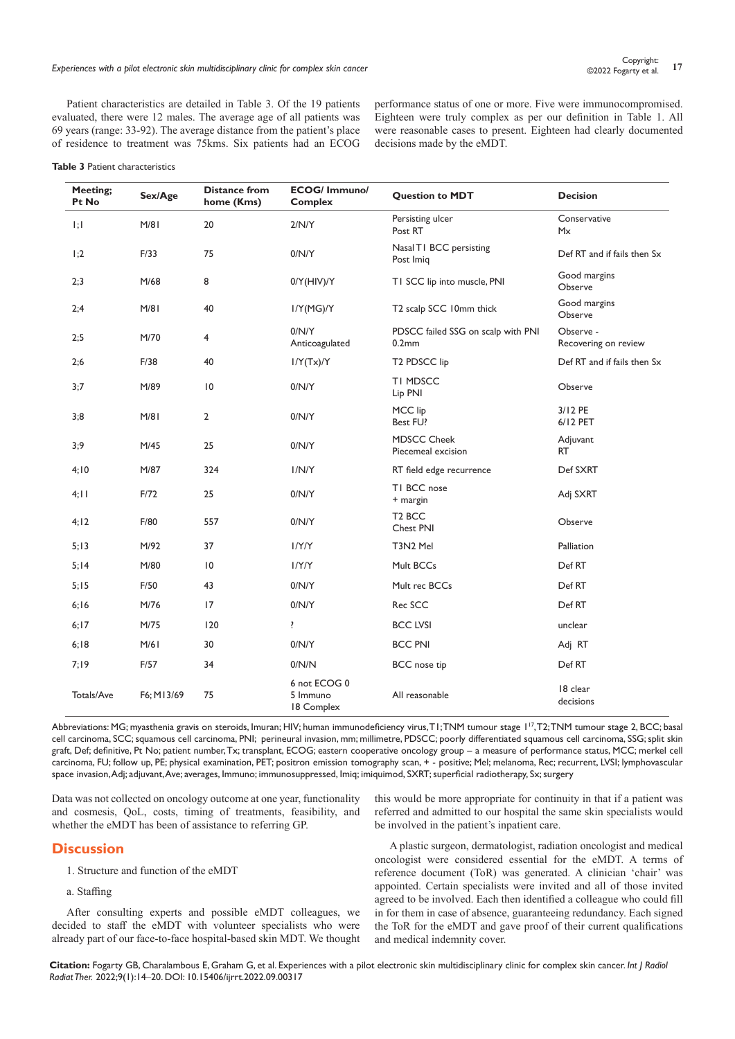Patient characteristics are detailed in Table 3. Of the 19 patients evaluated, there were 12 males. The average age of all patients was 69 years (range: 33-92). The average distance from the patient's place of residence to treatment was 75kms. Six patients had an ECOG performance status of one or more. Five were immunocompromised. Eighteen were truly complex as per our definition in Table 1. All were reasonable cases to present. Eighteen had clearly documented decisions made by the eMDT.

**Table 3** Patient characteristics

| Meeting; Pt No | Sex/Age | Distance from home (Kms) | ECOG/ Immuno/ Complex | Question to MDT | Decision |
|---|---|---|---|---|---|
| 1;1 | M/81 | 20 | 2/N/Y | Persisting ulcer Post RT | Conservative Mx |
| 1;2 | F/33 | 75 | 0/N/Y | Nasal T1 BCC persisting Post Imiq | Def RT and if fails then Sx |
| 2;3 | M/68 | 8 | 0/Y(HIV)/Y | T1 SCC lip into muscle, PNI | Good margins Observe |
| 2;4 | M/81 | 40 | 1/Y(MG)/Y | T2 scalp SCC 10mm thick | Good margins Observe |
| 2;5 | M/70 | 4 | 0/N/Y Anticoagulated | PDSCC failed SSG on scalp with PNI 0.2mm | Observe - Recovering on review |
| 2;6 | F/38 | 40 | 1/Y(Tx)/Y | T2 PDSCC lip | Def RT and if fails then Sx |
| 3;7 | M/89 | 10 | 0/N/Y | T1 MDSCC Lip PNI | Observe |
| 3;8 | M/81 | 2 | 0/N/Y | MCC lip Best FU? | 3/12 PE 6/12 PET |
| 3;9 | M/45 | 25 | 0/N/Y | MDSCC Cheek Piecemeal excision | Adjuvant RT |
| 4;10 | M/87 | 324 | 1/N/Y | RT field edge recurrence | Def SXRT |
| 4;11 | F/72 | 25 | 0/N/Y | T1 BCC nose + margin | Adj SXRT |
| 4;12 | F/80 | 557 | 0/N/Y | T2 BCC Chest PNI | Observe |
| 5;13 | M/92 | 37 | 1/Y/Y | T3N2 Mel | Palliation |
| 5;14 | M/80 | 10 | 1/Y/Y | Mult BCCs | Def RT |
| 5;15 | F/50 | 43 | 0/N/Y | Mult rec BCCs | Def RT |
| 6;16 | M/76 | 17 | 0/N/Y | Rec SCC | Def RT |
| 6;17 | M/75 | 120 | ? | BCC LVSI | unclear |
| 6;18 | M/61 | 30 | 0/N/Y | BCC PNI | Adj RT |
| 7;19 | F/57 | 34 | 0/N/N | BCC nose tip | Def RT |
| Totals/Ave | F6; M13/69 | 75 | 6 not ECOG 0 5 Immuno 18 Complex | All reasonable | 18 clear decisions |

Abbreviations: MG; myasthenia gravis on steroids, Imuran; HIV; human immunodeficiency virus, T1; TNM tumour stage 1[17], T2; TNM tumour stage 2, BCC; basal cell carcinoma, SCC; squamous cell carcinoma, PNI; perineural invasion, mm; millimetre, PDSCC; poorly differentiated squamous cell carcinoma, SSG; split skin graft, Def; definitive, Pt No; patient number, Tx; transplant, ECOG; eastern cooperative oncology group – a measure of performance status, MCC; merkel cell carcinoma, FU; follow up, PE; physical examination, PET; positron emission tomography scan, + - positive; Mel; melanoma, Rec; recurrent, LVSI; lymphovascular space invasion, Adj; adjuvant, Ave; averages, Immuno; immunosuppressed, Imiq; imiquimod, SXRT; superficial radiotherapy, Sx; surgery

Data was not collected on oncology outcome at one year, functionality and cosmesis, QoL, costs, timing of treatments, feasibility, and whether the eMDT has been of assistance to referring GP.

## Discussion

1. Structure and function of the eMDT

a. Staffing

After consulting experts and possible eMDT colleagues, we decided to staff the eMDT with volunteer specialists who were already part of our face-to-face hospital-based skin MDT. We thought this would be more appropriate for continuity in that if a patient was referred and admitted to our hospital the same skin specialists would be involved in the patient's inpatient care.

A plastic surgeon, dermatologist, radiation oncologist and medical oncologist were considered essential for the eMDT. A terms of reference document (ToR) was generated. A clinician 'chair' was appointed. Certain specialists were invited and all of those invited agreed to be involved. Each then identified a colleague who could fill in for them in case of absence, guaranteeing redundancy. Each signed the ToR for the eMDT and gave proof of their current qualifications and medical indemnity cover.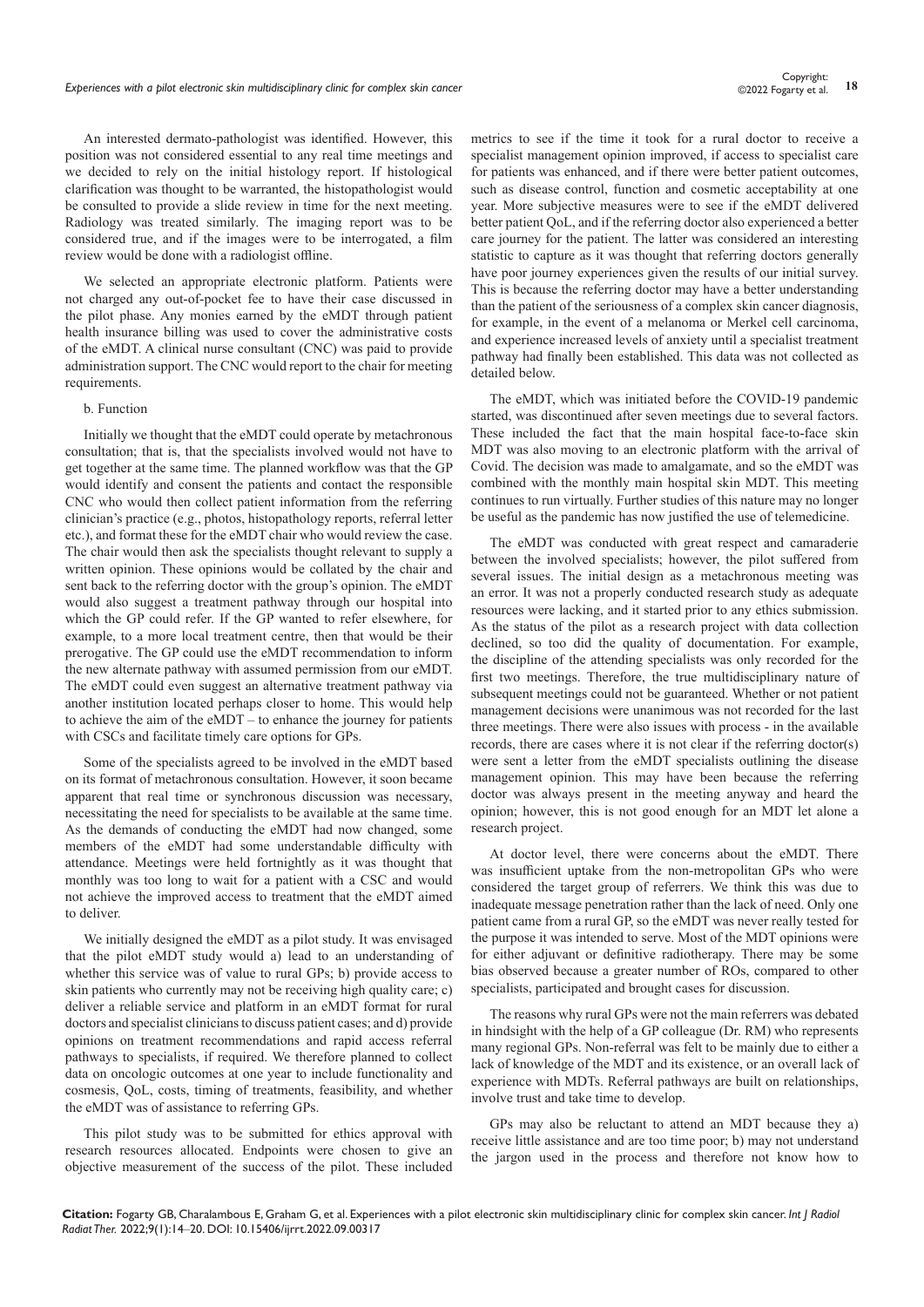An interested dermato-pathologist was identified. However, this position was not considered essential to any real time meetings and we decided to rely on the initial histology report. If histological clarification was thought to be warranted, the histopathologist would be consulted to provide a slide review in time for the next meeting. Radiology was treated similarly. The imaging report was to be considered true, and if the images were to be interrogated, a film review would be done with a radiologist offline.

We selected an appropriate electronic platform. Patients were not charged any out-of-pocket fee to have their case discussed in the pilot phase. Any monies earned by the eMDT through patient health insurance billing was used to cover the administrative costs of the eMDT. A clinical nurse consultant (CNC) was paid to provide administration support. The CNC would report to the chair for meeting requirements.

b. Function

Initially we thought that the eMDT could operate by metachronous consultation; that is, that the specialists involved would not have to get together at the same time. The planned workflow was that the GP would identify and consent the patients and contact the responsible CNC who would then collect patient information from the referring clinician's practice (e.g., photos, histopathology reports, referral letter etc.), and format these for the eMDT chair who would review the case. The chair would then ask the specialists thought relevant to supply a written opinion. These opinions would be collated by the chair and sent back to the referring doctor with the group's opinion. The eMDT would also suggest a treatment pathway through our hospital into which the GP could refer. If the GP wanted to refer elsewhere, for example, to a more local treatment centre, then that would be their prerogative. The GP could use the eMDT recommendation to inform the new alternate pathway with assumed permission from our eMDT. The eMDT could even suggest an alternative treatment pathway via another institution located perhaps closer to home. This would help to achieve the aim of the eMDT – to enhance the journey for patients with CSCs and facilitate timely care options for GPs.

Some of the specialists agreed to be involved in the eMDT based on its format of metachronous consultation. However, it soon became apparent that real time or synchronous discussion was necessary, necessitating the need for specialists to be available at the same time. As the demands of conducting the eMDT had now changed, some members of the eMDT had some understandable difficulty with attendance. Meetings were held fortnightly as it was thought that monthly was too long to wait for a patient with a CSC and would not achieve the improved access to treatment that the eMDT aimed to deliver.

We initially designed the eMDT as a pilot study. It was envisaged that the pilot eMDT study would a) lead to an understanding of whether this service was of value to rural GPs; b) provide access to skin patients who currently may not be receiving high quality care; c) deliver a reliable service and platform in an eMDT format for rural doctors and specialist clinicians to discuss patient cases; and d) provide opinions on treatment recommendations and rapid access referral pathways to specialists, if required. We therefore planned to collect data on oncologic outcomes at one year to include functionality and cosmesis, QoL, costs, timing of treatments, feasibility, and whether the eMDT was of assistance to referring GPs.

This pilot study was to be submitted for ethics approval with research resources allocated. Endpoints were chosen to give an objective measurement of the success of the pilot. These included metrics to see if the time it took for a rural doctor to receive a specialist management opinion improved, if access to specialist care for patients was enhanced, and if there were better patient outcomes, such as disease control, function and cosmetic acceptability at one year. More subjective measures were to see if the eMDT delivered better patient QoL, and if the referring doctor also experienced a better care journey for the patient. The latter was considered an interesting statistic to capture as it was thought that referring doctors generally have poor journey experiences given the results of our initial survey. This is because the referring doctor may have a better understanding than the patient of the seriousness of a complex skin cancer diagnosis, for example, in the event of a melanoma or Merkel cell carcinoma, and experience increased levels of anxiety until a specialist treatment pathway had finally been established. This data was not collected as detailed below.

The eMDT, which was initiated before the COVID-19 pandemic started, was discontinued after seven meetings due to several factors. These included the fact that the main hospital face-to-face skin MDT was also moving to an electronic platform with the arrival of Covid. The decision was made to amalgamate, and so the eMDT was combined with the monthly main hospital skin MDT. This meeting continues to run virtually. Further studies of this nature may no longer be useful as the pandemic has now justified the use of telemedicine.

The eMDT was conducted with great respect and camaraderie between the involved specialists; however, the pilot suffered from several issues. The initial design as a metachronous meeting was an error. It was not a properly conducted research study as adequate resources were lacking, and it started prior to any ethics submission. As the status of the pilot as a research project with data collection declined, so too did the quality of documentation. For example, the discipline of the attending specialists was only recorded for the first two meetings. Therefore, the true multidisciplinary nature of subsequent meetings could not be guaranteed. Whether or not patient management decisions were unanimous was not recorded for the last three meetings. There were also issues with process - in the available records, there are cases where it is not clear if the referring doctor(s) were sent a letter from the eMDT specialists outlining the disease management opinion. This may have been because the referring doctor was always present in the meeting anyway and heard the opinion; however, this is not good enough for an MDT let alone a research project.

At doctor level, there were concerns about the eMDT. There was insufficient uptake from the non-metropolitan GPs who were considered the target group of referrers. We think this was due to inadequate message penetration rather than the lack of need. Only one patient came from a rural GP, so the eMDT was never really tested for the purpose it was intended to serve. Most of the MDT opinions were for either adjuvant or definitive radiotherapy. There may be some bias observed because a greater number of ROs, compared to other specialists, participated and brought cases for discussion.

The reasons why rural GPs were not the main referrers was debated in hindsight with the help of a GP colleague (Dr. RM) who represents many regional GPs. Non-referral was felt to be mainly due to either a lack of knowledge of the MDT and its existence, or an overall lack of experience with MDTs. Referral pathways are built on relationships, involve trust and take time to develop.

GPs may also be reluctant to attend an MDT because they a) receive little assistance and are too time poor; b) may not understand the jargon used in the process and therefore not know how to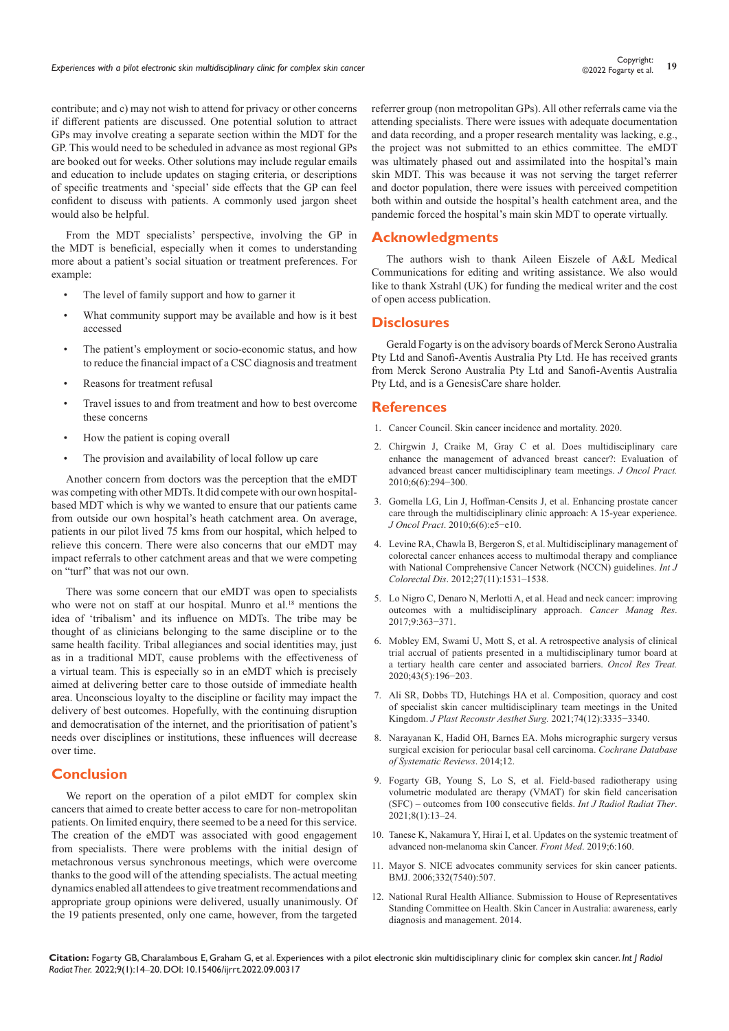contribute; and c) may not wish to attend for privacy or other concerns if different patients are discussed. One potential solution to attract GPs may involve creating a separate section within the MDT for the GP. This would need to be scheduled in advance as most regional GPs are booked out for weeks. Other solutions may include regular emails and education to include updates on staging criteria, or descriptions of specific treatments and 'special' side effects that the GP can feel confident to discuss with patients. A commonly used jargon sheet would also be helpful.

From the MDT specialists' perspective, involving the GP in the MDT is beneficial, especially when it comes to understanding more about a patient's social situation or treatment preferences. For example:

- The level of family support and how to garner it
- What community support may be available and how is it best accessed
- The patient's employment or socio-economic status, and how to reduce the financial impact of a CSC diagnosis and treatment
- Reasons for treatment refusal
- Travel issues to and from treatment and how to best overcome these concerns
- How the patient is coping overall
- The provision and availability of local follow up care

Another concern from doctors was the perception that the eMDT was competing with other MDTs. It did compete with our own hospital-based MDT which is why we wanted to ensure that our patients came from outside our own hospital's heath catchment area. On average, patients in our pilot lived 75 kms from our hospital, which helped to relieve this concern. There were also concerns that our eMDT may impact referrals to other catchment areas and that we were competing on "turf" that was not our own.

There was some concern that our eMDT was open to specialists who were not on staff at our hospital. Munro et al.[18] mentions the idea of 'tribalism' and its influence on MDTs. The tribe may be thought of as clinicians belonging to the same discipline or to the same health facility. Tribal allegiances and social identities may, just as in a traditional MDT, cause problems with the effectiveness of a virtual team. This is especially so in an eMDT which is precisely aimed at delivering better care to those outside of immediate health area. Unconscious loyalty to the discipline or facility may impact the delivery of best outcomes. Hopefully, with the continuing disruption and democratisation of the internet, and the prioritisation of patient's needs over disciplines or institutions, these influences will decrease over time.

## Conclusion

We report on the operation of a pilot eMDT for complex skin cancers that aimed to create better access to care for non-metropolitan patients. On limited enquiry, there seemed to be a need for this service. The creation of the eMDT was associated with good engagement from specialists. There were problems with the initial design of metachronous versus synchronous meetings, which were overcome thanks to the good will of the attending specialists. The actual meeting dynamics enabled all attendees to give treatment recommendations and appropriate group opinions were delivered, usually unanimously. Of the 19 patients presented, only one came, however, from the targeted referrer group (non metropolitan GPs). All other referrals came via the attending specialists. There were issues with adequate documentation and data recording, and a proper research mentality was lacking, e.g., the project was not submitted to an ethics committee. The eMDT was ultimately phased out and assimilated into the hospital's main skin MDT. This was because it was not serving the target referrer and doctor population, there were issues with perceived competition both within and outside the hospital's health catchment area, and the pandemic forced the hospital's main skin MDT to operate virtually.

## Acknowledgments

The authors wish to thank Aileen Eiszele of A&L Medical Communications for editing and writing assistance. We also would like to thank Xstrahl (UK) for funding the medical writer and the cost of open access publication.

## Disclosures

Gerald Fogarty is on the advisory boards of Merck Serono Australia Pty Ltd and Sanofi-Aventis Australia Pty Ltd. He has received grants from Merck Serono Australia Pty Ltd and Sanofi-Aventis Australia Pty Ltd, and is a GenesisCare share holder.

## References

1. Cancer Council. Skin cancer incidence and mortality. 2020.
2. Chirgwin J, Craike M, Gray C et al. Does multidisciplinary care enhance the management of advanced breast cancer?: Evaluation of advanced breast cancer multidisciplinary team meetings. *J Oncol Pract.* 2010;6(6):294−300.
3. Gomella LG, Lin J, Hoffman-Censits J, et al. Enhancing prostate cancer care through the multidisciplinary clinic approach: A 15-year experience. *J Oncol Pract*. 2010;6(6):e5−e10.
4. Levine RA, Chawla B, Bergeron S, et al. Multidisciplinary management of colorectal cancer enhances access to multimodal therapy and compliance with National Comprehensive Cancer Network (NCCN) guidelines. *Int J Colorectal Dis*. 2012;27(11):1531–1538.
5. Lo Nigro C, Denaro N, Merlotti A, et al. Head and neck cancer: improving outcomes with a multidisciplinary approach. *Cancer Manag Res*. 2017;9:363−371.
6. Mobley EM, Swami U, Mott S, et al. A retrospective analysis of clinical trial accrual of patients presented in a multidisciplinary tumor board at a tertiary health care center and associated barriers. *Oncol Res Treat.* 2020;43(5):196−203.
7. Ali SR, Dobbs TD, Hutchings HA et al. Composition, quoracy and cost of specialist skin cancer multidisciplinary team meetings in the United Kingdom. *J Plast Reconstr Aesthet Surg.* 2021;74(12):3335−3340.
8. Narayanan K, Hadid OH, Barnes EA. Mohs micrographic surgery versus surgical excision for periocular basal cell carcinoma. *Cochrane Database of Systematic Reviews*. 2014;12.
9. Fogarty GB, Young S, Lo S, et al. Field-based radiotherapy using volumetric modulated arc therapy (VMAT) for skin field cancerisation (SFC) – outcomes from 100 consecutive fields. *Int J Radiol Radiat Ther*. 2021;8(1):13–24.
10. Tanese K, Nakamura Y, Hirai I, et al. Updates on the systemic treatment of advanced non-melanoma skin Cancer. *Front Med*. 2019;6:160.
11. Mayor S. NICE advocates community services for skin cancer patients. BMJ. 2006;332(7540):507.
12. National Rural Health Alliance. Submission to House of Representatives Standing Committee on Health. Skin Cancer in Australia: awareness, early diagnosis and management. 2014.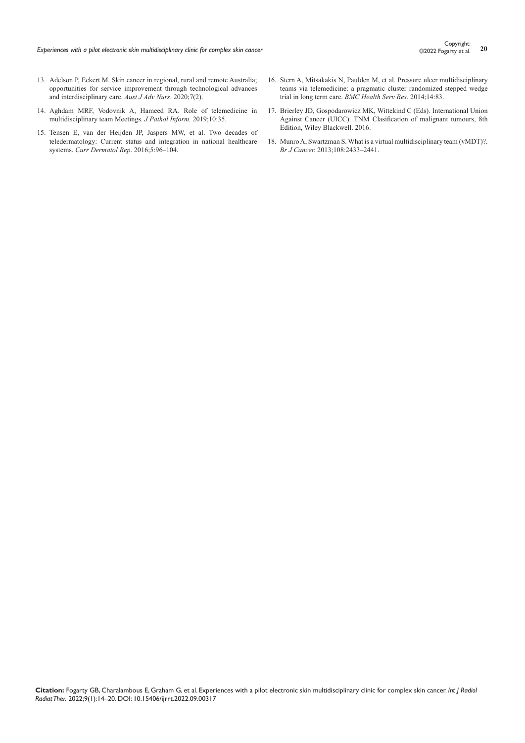13. Adelson P, Eckert M. Skin cancer in regional, rural and remote Australia; opportunities for service improvement through technological advances and interdisciplinary care. *Aust J Adv Nurs*. 2020;7(2).
14. Aghdam MRF, Vodovnik A, Hameed RA. Role of telemedicine in multidisciplinary team Meetings. *J Pathol Inform.* 2019;10:35.
15. Tensen E, van der Heijden JP, Jaspers MW, et al. Two decades of teledermatology: Current status and integration in national healthcare systems. *Curr Dermatol Rep*. 2016;5:96–104.
16. Stern A, Mitsakakis N, Paulden M, et al. Pressure ulcer multidisciplinary teams via telemedicine: a pragmatic cluster randomized stepped wedge trial in long term care. *BMC Health Serv Res*. 2014;14:83.
17. Brierley JD, Gospodarowicz MK, Wittekind C (Eds). International Union Against Cancer (UICC). TNM Clasification of malignant tumours, 8th Edition, Wiley Blackwell. 2016.
18. Munro A, Swartzman S. What is a virtual multidisciplinary team (vMDT)?. *Br J Cancer.* 2013;108:2433–2441.

**Citation:** Fogarty GB, Charalambous E, Graham G, et al. Experiences with a pilot electronic skin multidisciplinary clinic for complex skin cancer. *Int J Radiol Radiat Ther.* 2022;9(1):14‒20. DOI: 10.15406/ijrrt.2022.09.00317